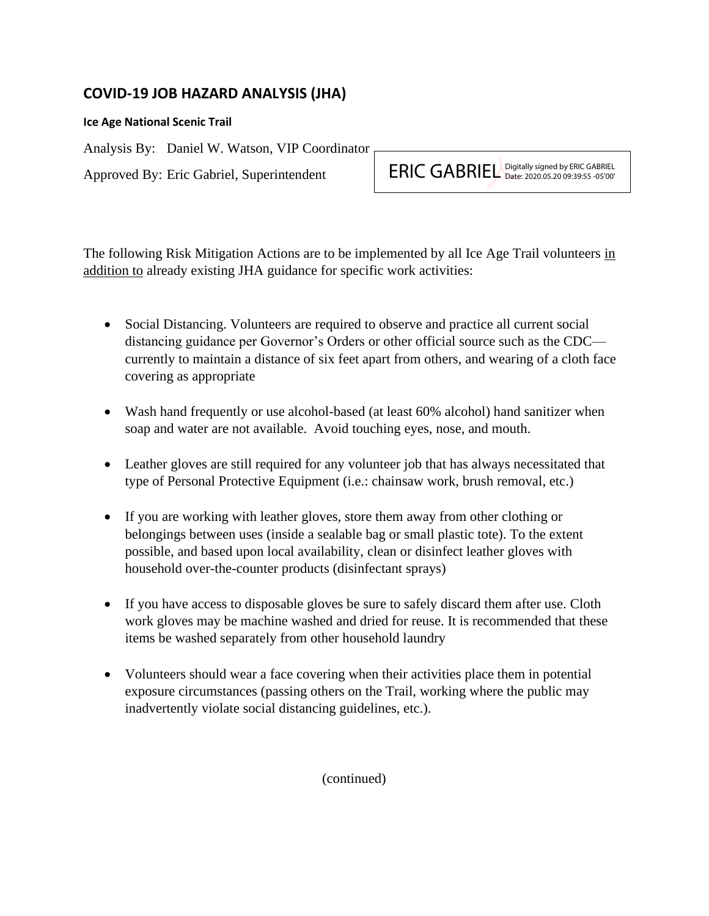## COVID-19 JOB HAZARD ANALYSIS (JHA)

**Ice Age National Scenic Trail**

Analysis By: Daniel W. Watson, VIP Coordinator

Approved By: Eric Gabriel, Superintendent

ERIC GABRIEL Digitally signed by ERIC GABRIEL Date: 2020.05.20 09:39:55 -05'00'

The following Risk Mitigation Actions are to be implemented by all Ice Age Trail volunteers in addition to already existing JHA guidance for specific work activities:

- Social Distancing. Volunteers are required to observe and practice all current social distancing guidance per Governor's Orders or other official source such as the CDC—currently to maintain a distance of six feet apart from others, and wearing of a cloth face covering as appropriate
- Wash hand frequently or use alcohol-based (at least 60% alcohol) hand sanitizer when soap and water are not available. Avoid touching eyes, nose, and mouth.
- Leather gloves are still required for any volunteer job that has always necessitated that type of Personal Protective Equipment (i.e.: chainsaw work, brush removal, etc.)
- If you are working with leather gloves, store them away from other clothing or belongings between uses (inside a sealable bag or small plastic tote). To the extent possible, and based upon local availability, clean or disinfect leather gloves with household over-the-counter products (disinfectant sprays)
- If you have access to disposable gloves be sure to safely discard them after use. Cloth work gloves may be machine washed and dried for reuse. It is recommended that these items be washed separately from other household laundry
- Volunteers should wear a face covering when their activities place them in potential exposure circumstances (passing others on the Trail, working where the public may inadvertently violate social distancing guidelines, etc.).

(continued)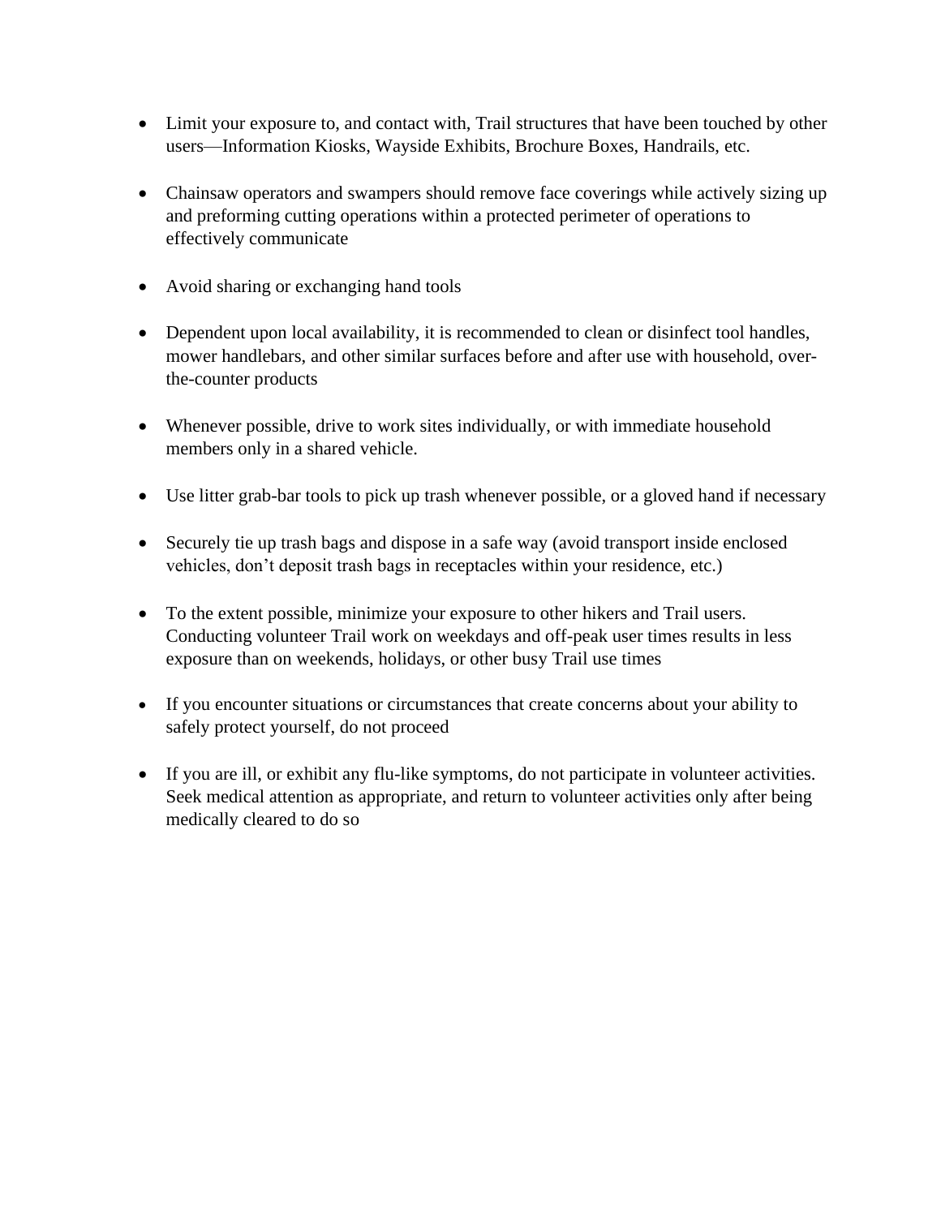- Limit your exposure to, and contact with, Trail structures that have been touched by other users—Information Kiosks, Wayside Exhibits, Brochure Boxes, Handrails, etc.

- Chainsaw operators and swampers should remove face coverings while actively sizing up and preforming cutting operations within a protected perimeter of operations to effectively communicate

- Avoid sharing or exchanging hand tools

- Dependent upon local availability, it is recommended to clean or disinfect tool handles, mower handlebars, and other similar surfaces before and after use with household, over-the-counter products

- Whenever possible, drive to work sites individually, or with immediate household members only in a shared vehicle.

- Use litter grab-bar tools to pick up trash whenever possible, or a gloved hand if necessary

- Securely tie up trash bags and dispose in a safe way (avoid transport inside enclosed vehicles, don't deposit trash bags in receptacles within your residence, etc.)

- To the extent possible, minimize your exposure to other hikers and Trail users. Conducting volunteer Trail work on weekdays and off-peak user times results in less exposure than on weekends, holidays, or other busy Trail use times

- If you encounter situations or circumstances that create concerns about your ability to safely protect yourself, do not proceed

- If you are ill, or exhibit any flu-like symptoms, do not participate in volunteer activities. Seek medical attention as appropriate, and return to volunteer activities only after being medically cleared to do so